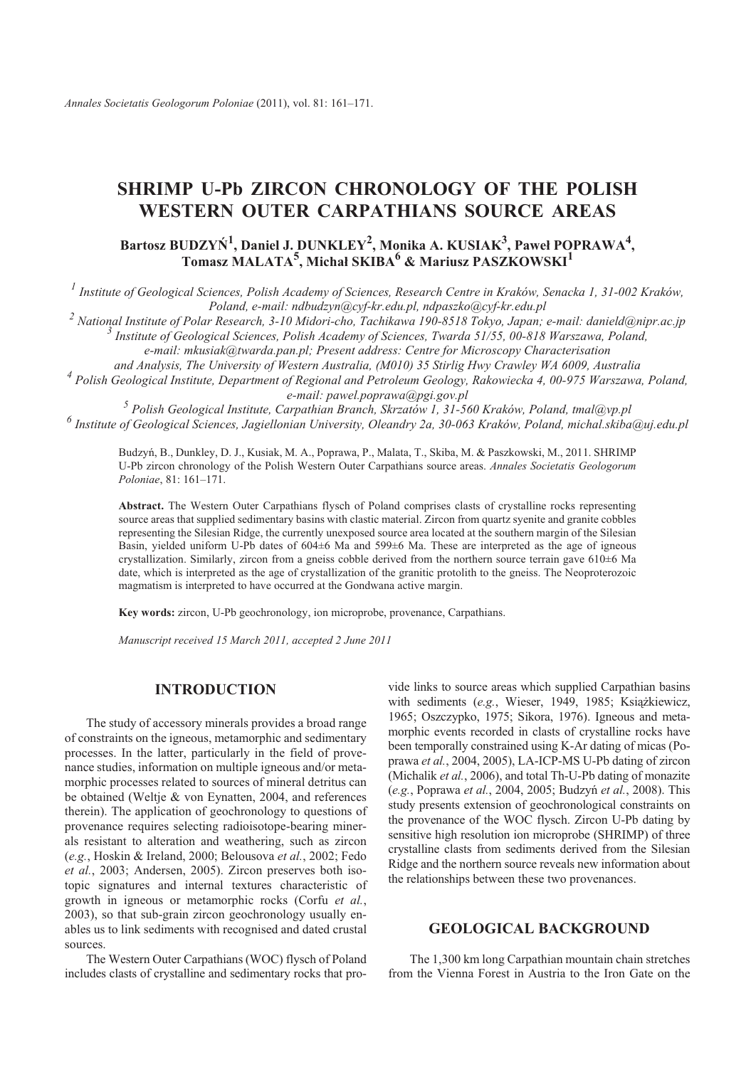# SHRIMP U-Pb ZIRCON CHRONOLOGY OF THE POLISH WESTERN OUTER CARPATHIANS SOURCE AREAS

**Bartosz BUDZYŃ[1], Daniel J. DUNKLEY[2], Monika A. KUSIAK[3], Paweł POPRAWA[4], Tomasz MALATA[5], Michał SKIBA[6] & Mariusz PASZKOWSKI[1]**

[1] *Institute of Geological Sciences, Polish Academy of Sciences, Research Centre in Kraków, Senacka 1, 31-002 Kraków, Poland, e-mail: ndbudzyn@cyf-kr.edu.pl, ndpaszko@cyf-kr.edu.pl*
[2] *National Institute of Polar Research, 3-10 Midori-cho, Tachikawa 190-8518 Tokyo, Japan; e-mail: danield@nipr.ac.jp*
[3] *Institute of Geological Sciences, Polish Academy of Sciences, Twarda 51/55, 00-818 Warszawa, Poland, e-mail: mkusiak@twarda.pan.pl; Present address: Centre for Microscopy Characterisation and Analysis, The University of Western Australia, (M010) 35 Stirlig Hwy Crawley WA 6009, Australia*
[4] *Polish Geological Institute, Department of Regional and Petroleum Geology, Rakowiecka 4, 00-975 Warszawa, Poland, e-mail: pawel.poprawa@pgi.gov.pl*
[5] *Polish Geological Institute, Carpathian Branch, Skrzatów 1, 31-560 Kraków, Poland, tmal@vp.pl*
[6] *Institute of Geological Sciences, Jagiellonian University, Oleandry 2a, 30-063 Kraków, Poland, michal.skiba@uj.edu.pl*

Budzyń, B., Dunkley, D. J., Kusiak, M. A., Poprawa, P., Malata, T., Skiba, M. & Paszkowski, M., 2011. SHRIMP U-Pb zircon chronology of the Polish Western Outer Carpathians source areas. *Annales Societatis Geologorum Poloniae*, 81: 161–171.

**Abstract.** The Western Outer Carpathians flysch of Poland comprises clasts of crystalline rocks representing source areas that supplied sedimentary basins with clastic material. Zircon from quartz syenite and granite cobbles representing the Silesian Ridge, the currently unexposed source area located at the southern margin of the Silesian Basin, yielded uniform U-Pb dates of 604±6 Ma and 599±6 Ma. These are interpreted as the age of igneous crystallization. Similarly, zircon from a gneiss cobble derived from the northern source terrain gave 610±6 Ma date, which is interpreted as the age of crystallization of the granitic protolith to the gneiss. The Neoproterozoic magmatism is interpreted to have occurred at the Gondwana active margin.

**Key words:** zircon, U-Pb geochronology, ion microprobe, provenance, Carpathians.

*Manuscript received 15 March 2011, accepted 2 June 2011*

## INTRODUCTION

The study of accessory minerals provides a broad range of constraints on the igneous, metamorphic and sedimentary processes. In the latter, particularly in the field of provenance studies, information on multiple igneous and/or metamorphic processes related to sources of mineral detritus can be obtained (Weltje & von Eynatten, 2004, and references therein). The application of geochronology to questions of provenance requires selecting radioisotope-bearing minerals resistant to alteration and weathering, such as zircon (*e.g.*, Hoskin & Ireland, 2000; Belousova *et al.*, 2002; Fedo *et al.*, 2003; Andersen, 2005). Zircon preserves both isotopic signatures and internal textures characteristic of growth in igneous or metamorphic rocks (Corfu *et al.*, 2003), so that sub-grain zircon geochronology usually enables us to link sediments with recognised and dated crustal sources.

The Western Outer Carpathians (WOC) flysch of Poland includes clasts of crystalline and sedimentary rocks that provide links to source areas which supplied Carpathian basins with sediments (*e.g.*, Wieser, 1949, 1985; Książkiewicz, 1965; Oszczypko, 1975; Sikora, 1976). Igneous and metamorphic events recorded in clasts of crystalline rocks have been temporally constrained using K-Ar dating of micas (Poprawa *et al.*, 2004, 2005), LA-ICP-MS U-Pb dating of zircon (Michalik *et al.*, 2006), and total Th-U-Pb dating of monazite (*e.g.*, Poprawa *et al.*, 2004, 2005; Budzyń *et al.*, 2008). This study presents extension of geochronological constraints on the provenance of the WOC flysch. Zircon U-Pb dating by sensitive high resolution ion microprobe (SHRIMP) of three crystalline clasts from sediments derived from the Silesian Ridge and the northern source reveals new information about the relationships between these two provenances.

## GEOLOGICAL BACKGROUND

The 1,300 km long Carpathian mountain chain stretches from the Vienna Forest in Austria to the Iron Gate on the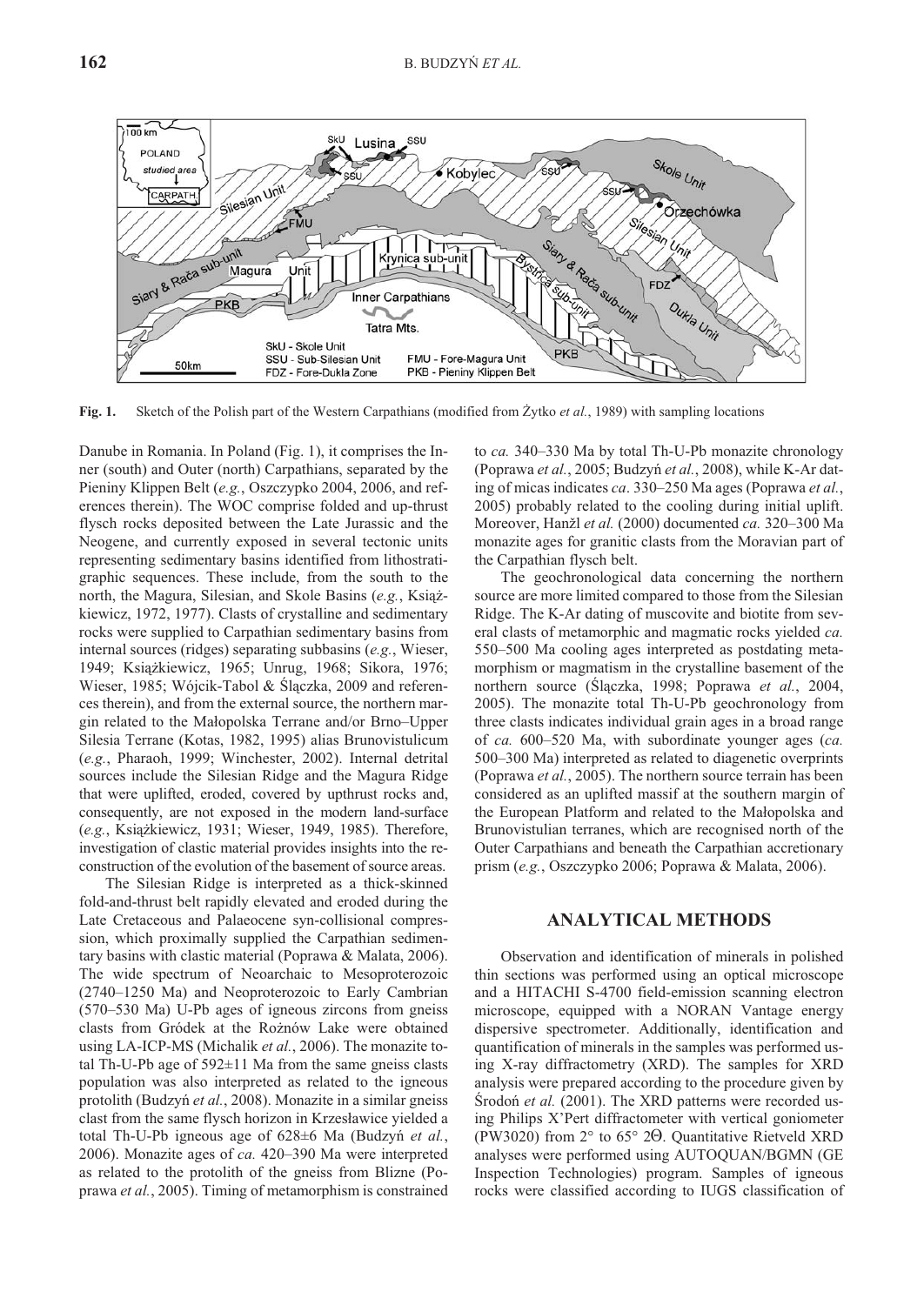Fig. 1. Sketch of the Polish part of the Western Carpathians (modified from Żytko *et al.*, 1989) with sampling locations

Danube in Romania. In Poland (Fig. 1), it comprises the Inner (south) and Outer (north) Carpathians, separated by the Pieniny Klippen Belt (*e.g.*, Oszczypko 2004, 2006, and references therein). The WOC comprise folded and up-thrust flysch rocks deposited between the Late Jurassic and the Neogene, and currently exposed in several tectonic units representing sedimentary basins identified from lithostratigraphic sequences. These include, from the south to the north, the Magura, Silesian, and Skole Basins (*e.g.*, Książkiewicz, 1972, 1977). Clasts of crystalline and sedimentary rocks were supplied to Carpathian sedimentary basins from internal sources (ridges) separating subbasins (*e.g.*, Wieser, 1949; Książkiewicz, 1965; Unrug, 1968; Sikora, 1976; Wieser, 1985; Wójcik-Tabol & Ślączka, 2009 and references therein), and from the external source, the northern margin related to the Małopolska Terrane and/or Brno–Upper Silesia Terrane (Kotas, 1982, 1995) alias Brunovistulicum (*e.g.*, Pharaoh, 1999; Winchester, 2002). Internal detrital sources include the Silesian Ridge and the Magura Ridge that were uplifted, eroded, covered by upthrust rocks and, consequently, are not exposed in the modern land-surface (*e.g.*, Książkiewicz, 1931; Wieser, 1949, 1985). Therefore, investigation of clastic material provides insights into the reconstruction of the evolution of the basement of source areas.

The Silesian Ridge is interpreted as a thick-skinned fold-and-thrust belt rapidly elevated and eroded during the Late Cretaceous and Palaeocene syn-collisional compression, which proximally supplied the Carpathian sedimentary basins with clastic material (Poprawa & Malata, 2006). The wide spectrum of Neoarchaic to Mesoproterozoic (2740–1250 Ma) and Neoproterozoic to Early Cambrian (570–530 Ma) U-Pb ages of igneous zircons from gneiss clasts from Gródek at the Rożnów Lake were obtained using LA-ICP-MS (Michalik *et al.*, 2006). The monazite total Th-U-Pb age of 592±11 Ma from the same gneiss clasts population was also interpreted as related to the igneous protolith (Budzyń *et al.*, 2008). Monazite in a similar gneiss clast from the same flysch horizon in Krzesławice yielded a total Th-U-Pb igneous age of 628±6 Ma (Budzyń *et al.*, 2006). Monazite ages of *ca.* 420–390 Ma were interpreted as related to the protolith of the gneiss from Blizne (Poprawa *et al.*, 2005). Timing of metamorphism is constrained to *ca.* 340–330 Ma by total Th-U-Pb monazite chronology (Poprawa *et al.*, 2005; Budzyń *et al.*, 2008), while K-Ar dating of micas indicates *ca*. 330–250 Ma ages (Poprawa *et al.*, 2005) probably related to the cooling during initial uplift. Moreover, Hanžl *et al.* (2000) documented *ca.* 320–300 Ma monazite ages for granitic clasts from the Moravian part of the Carpathian flysch belt.

The geochronological data concerning the northern source are more limited compared to those from the Silesian Ridge. The K-Ar dating of muscovite and biotite from several clasts of metamorphic and magmatic rocks yielded *ca.* 550–500 Ma cooling ages interpreted as postdating metamorphism or magmatism in the crystalline basement of the northern source (Ślączka, 1998; Poprawa *et al.*, 2004, 2005). The monazite total Th-U-Pb geochronology from three clasts indicates individual grain ages in a broad range of *ca.* 600–520 Ma, with subordinate younger ages (*ca.* 500–300 Ma) interpreted as related to diagenetic overprints (Poprawa *et al.*, 2005). The northern source terrain has been considered as an uplifted massif at the southern margin of the European Platform and related to the Małopolska and Brunovistulian terranes, which are recognised north of the Outer Carpathians and beneath the Carpathian accretionary prism (*e.g.*, Oszczypko 2006; Poprawa & Malata, 2006).

## ANALYTICAL METHODS

Observation and identification of minerals in polished thin sections was performed using an optical microscope and a HITACHI S-4700 field-emission scanning electron microscope, equipped with a NORAN Vantage energy dispersive spectrometer. Additionally, identification and quantification of minerals in the samples was performed using X-ray diffractometry (XRD). The samples for XRD analysis were prepared according to the procedure given by Środoń *et al.* (2001). The XRD patterns were recorded using Philips X'Pert diffractometer with vertical goniometer (PW3020) from 2° to 65° 2Θ. Quantitative Rietveld XRD analyses were performed using AUTOQUAN/BGMN (GE Inspection Technologies) program. Samples of igneous rocks were classified according to IUGS classification of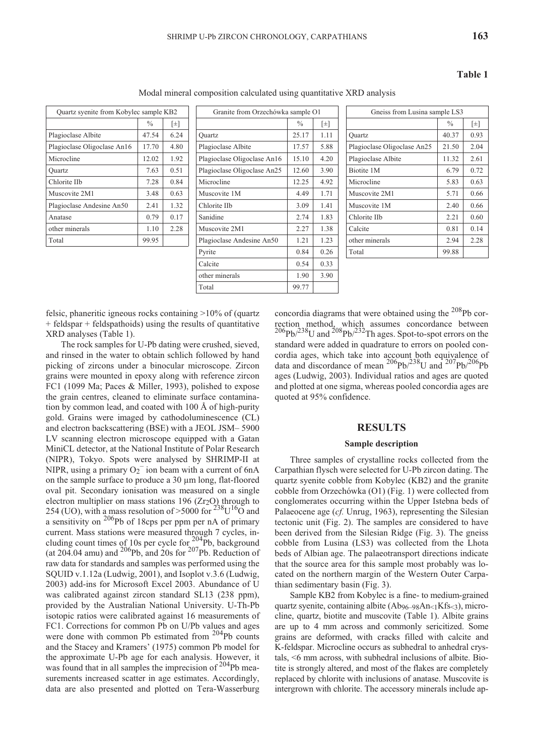**Table 1**

Modal mineral composition calculated using quantitative XRD analysis

| Quartz syenite from Kobylec sample KB2 | | |
|---|---|---|
| | % | [±] |
| Plagioclase Albite | 47.54 | 6.24 |
| Plagioclase Oligoclase An16 | 17.70 | 4.80 |
| Microcline | 12.02 | 1.92 |
| Quartz | 7.63 | 0.51 |
| Chlorite IIb | 7.28 | 0.84 |
| Muscovite 2M1 | 3.48 | 0.63 |
| Plagioclase Andesine An50 | 2.41 | 1.32 |
| Anatase | 0.79 | 0.17 |
| other minerals | 1.10 | 2.28 |
| Total | 99.95 | |

| Granite from Orzechówka sample O1 | | |
|---|---|---|
| | % | [±] |
| Quartz | 25.17 | 1.11 |
| Plagioclase Albite | 17.57 | 5.88 |
| Plagioclase Oligoclase An16 | 15.10 | 4.20 |
| Plagioclase Oligoclase An25 | 12.60 | 3.90 |
| Microcline | 12.25 | 4.92 |
| Muscovite 1M | 4.49 | 1.71 |
| Chlorite IIb | 3.09 | 1.41 |
| Sanidine | 2.74 | 1.83 |
| Muscovite 2M1 | 2.27 | 1.38 |
| Plagioclase Andesine An50 | 1.21 | 1.23 |
| Pyrite | 0.84 | 0.26 |
| Calcite | 0.54 | 0.33 |
| other minerals | 1.90 | 3.90 |
| Total | 99.77 | |

| Gneiss from Lusina sample LS3 | | |
|---|---|---|
| | % | [±] |
| Quartz | 40.37 | 0.93 |
| Plagioclase Oligoclase An25 | 21.50 | 2.04 |
| Plagioclase Albite | 11.32 | 2.61 |
| Biotite 1M | 6.79 | 0.72 |
| Microcline | 5.83 | 0.63 |
| Muscovite 2M1 | 5.71 | 0.66 |
| Muscovite 1M | 2.40 | 0.66 |
| Chlorite IIb | 2.21 | 0.60 |
| Calcite | 0.81 | 0.14 |
| other minerals | 2.94 | 2.28 |
| Total | 99.88 | |

felsic, phaneritic igneous rocks containing >10% of (quartz + feldspar + feldspathoids) using the results of quantitative XRD analyses (Table 1).

The rock samples for U-Pb dating were crushed, sieved, and rinsed in the water to obtain schlich followed by hand picking of zircons under a binocular microscope. Zircon grains were mounted in epoxy along with reference zircon FC1 (1099 Ma; Paces & Miller, 1993), polished to expose the grain centres, cleaned to eliminate surface contamination by common lead, and coated with 100 Å of high-purity gold. Grains were imaged by cathodoluminescence (CL) and electron backscattering (BSE) with a JEOL JSM– 5900 LV scanning electron microscope equipped with a Gatan MiniCL detector, at the National Institute of Polar Research (NIPR), Tokyo. Spots were analysed by SHRIMP-II at NIPR, using a primary $O_2^-$ ion beam with a current of 6nA on the sample surface to produce a 30 µm long, flat-floored oval pit. Secondary ionisation was measured on a single electron multiplier on mass stations 196 ($Zr_2O$) through to 254 (UO), with a mass resolution of >5000 for $^{238}U^{16}O$ and a sensitivity on $^{206}Pb$ of 18cps per ppm per nA of primary current. Mass stations were measured through 7 cycles, including count times of 10s per cycle for $^{204}Pb$, background (at 204.04 amu) and $^{206}Pb$, and 20s for $^{207}Pb$. Reduction of raw data for standards and samples was performed using the SQUID v.1.12a (Ludwig, 2001), and Isoplot v.3.6 (Ludwig, 2003) add-ins for Microsoft Excel 2003. Abundance of U was calibrated against zircon standard SL13 (238 ppm), provided by the Australian National University. U-Th-Pb isotopic ratios were calibrated against 16 measurements of FC1. Corrections for common Pb on U/Pb values and ages were done with common Pb estimated from $^{204}Pb$ counts and the Stacey and Kramers' (1975) common Pb model for the approximate U-Pb age for each analysis. However, it was found that in all samples the imprecision of $^{204}Pb$ measurements increased scatter in age estimates. Accordingly, data are also presented and plotted on Tera-Wasserburg concordia diagrams that were obtained using the $^{208}Pb$ correction method, which assumes concordance between $^{206}Pb/^{238}U$ and $^{208}Pb/^{232}Th$ ages. Spot-to-spot errors on the standard were added in quadrature to errors on pooled concordia ages, which take into account both equivalence of data and discordance of mean $^{206}Pb/^{238}U$ and $^{207}Pb/^{206}Pb$ ages (Ludwig, 2003). Individual ratios and ages are quoted and plotted at one sigma, whereas pooled concordia ages are quoted at 95% confidence.

## RESULTS

### Sample description

Three samples of crystalline rocks collected from the Carpathian flysch were selected for U-Pb zircon dating. The quartz syenite cobble from Kobylec (KB2) and the granite cobble from Orzechówka (O1) (Fig. 1) were collected from conglomerates occurring within the Upper Istebna beds of Palaeocene age (*cf.* Unrug, 1963), representing the Silesian tectonic unit (Fig. 2). The samples are considered to have been derived from the Silesian Ridge (Fig. 3). The gneiss cobble from Lusina (LS3) was collected from the Lhota beds of Albian age. The palaeotransport directions indicate that the source area for this sample most probably was located on the northern margin of the Western Outer Carpathian sedimentary basin (Fig. 3).

Sample KB2 from Kobylec is a fine- to medium-grained quartz syenite, containing albite ($Ab_{96-98}An_{<1}Kfs_{<3}$), microcline, quartz, biotite and muscovite (Table 1). Albite grains are up to 4 mm across and commonly sericitized. Some grains are deformed, with cracks filled with calcite and K-feldspar. Microcline occurs as subhedral to anhedral crystals, <6 mm across, with subhedral inclusions of albite. Biotite is strongly altered, and most of the flakes are completely replaced by chlorite with inclusions of anatase. Muscovite is intergrown with chlorite. The accessory minerals include ap-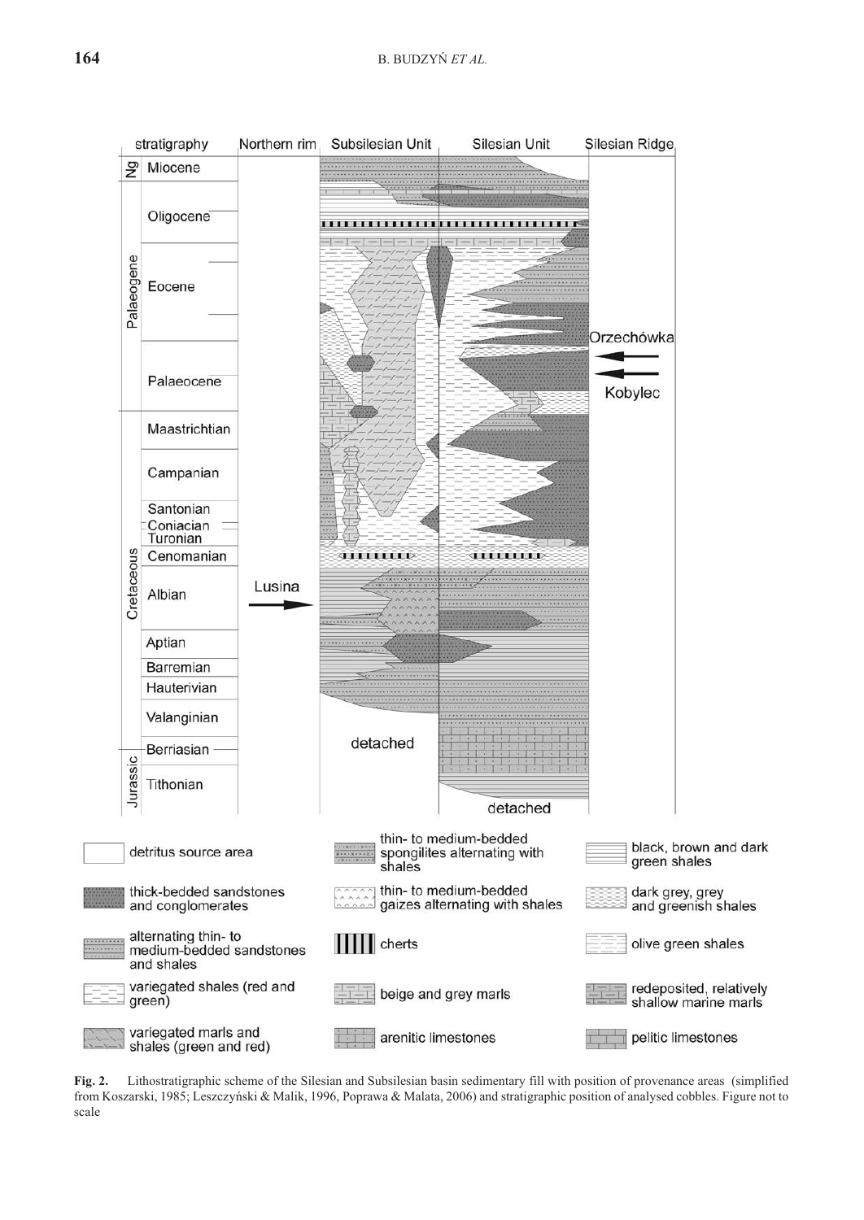**Fig. 2.** Lithostratigraphic scheme of the Silesian and Subsilesian basin sedimentary fill with position of provenance areas (simplified from Koszarski, 1985; Leszczyński & Malik, 1996, Poprawa & Malata, 2006) and stratigraphic position of analysed cobbles. Figure not to scale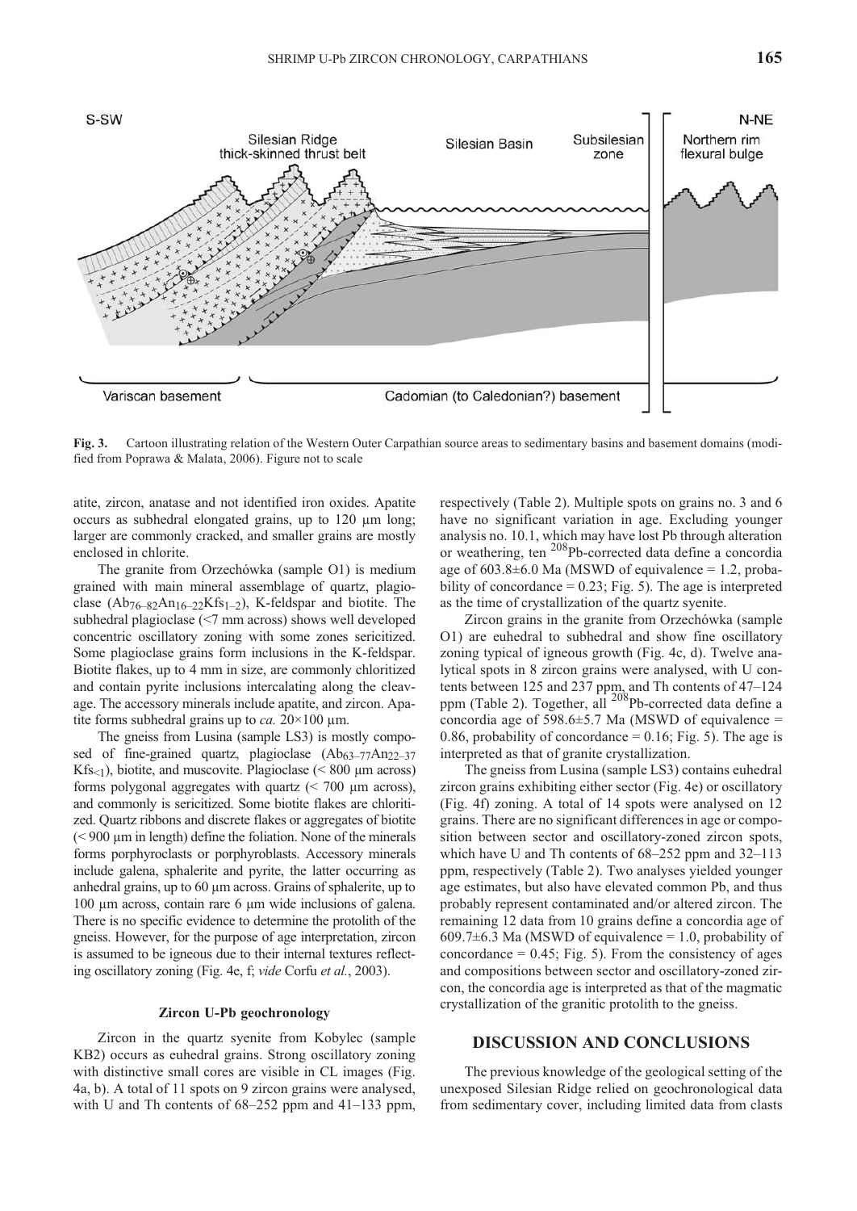Fig. 3. Cartoon illustrating relation of the Western Outer Carpathian source areas to sedimentary basins and basement domains (modified from Poprawa & Malata, 2006). Figure not to scale

atite, zircon, anatase and not identified iron oxides. Apatite occurs as subhedral elongated grains, up to 120 µm long; larger are commonly cracked, and smaller grains are mostly enclosed in chlorite.

The granite from Orzechówka (sample O1) is medium grained with main mineral assemblage of quartz, plagioclase ($Ab_{76-82}An_{16-22}Kfs_{1-2}$), K-feldspar and biotite. The subhedral plagioclase (<7 mm across) shows well developed concentric oscillatory zoning with some zones sericitized. Some plagioclase grains form inclusions in the K-feldspar. Biotite flakes, up to 4 mm in size, are commonly chloritized and contain pyrite inclusions intercalating along the cleavage. The accessory minerals include apatite, and zircon. Apatite forms subhedral grains up to *ca.* 20×100 µm.

The gneiss from Lusina (sample LS3) is mostly composed of fine-grained quartz, plagioclase ($Ab_{63-77}An_{22-37}Kfs_{<1}$), biotite, and muscovite. Plagioclase (< 800 µm across) forms polygonal aggregates with quartz (< 700 µm across), and commonly is sericitized. Some biotite flakes are chloritized. Quartz ribbons and discrete flakes or aggregates of biotite (< 900 µm in length) define the foliation. None of the minerals forms porphyroclasts or porphyroblasts. Accessory minerals include galena, sphalerite and pyrite, the latter occurring as anhedral grains, up to 60 µm across. Grains of sphalerite, up to 100 µm across, contain rare 6 µm wide inclusions of galena. There is no specific evidence to determine the protolith of the gneiss. However, for the purpose of age interpretation, zircon is assumed to be igneous due to their internal textures reflecting oscillatory zoning (Fig. 4e, f; *vide* Corfu *et al.*, 2003).

#### Zircon U-Pb geochronology

Zircon in the quartz syenite from Kobylec (sample KB2) occurs as euhedral grains. Strong oscillatory zoning with distinctive small cores are visible in CL images (Fig. 4a, b). A total of 11 spots on 9 zircon grains were analysed, with U and Th contents of 68–252 ppm and 41–133 ppm, respectively (Table 2). Multiple spots on grains no. 3 and 6 have no significant variation in age. Excluding younger analysis no. 10.1, which may have lost Pb through alteration or weathering, ten $^{208}$Pb-corrected data define a concordia age of 603.8±6.0 Ma (MSWD of equivalence = 1.2, probability of concordance = 0.23; Fig. 5). The age is interpreted as the time of crystallization of the quartz syenite.

Zircon grains in the granite from Orzechówka (sample O1) are euhedral to subhedral and show fine oscillatory zoning typical of igneous growth (Fig. 4c, d). Twelve analytical spots in 8 zircon grains were analysed, with U contents between 125 and 237 ppm, and Th contents of 47–124 ppm (Table 2). Together, all $^{208}$Pb-corrected data define a concordia age of 598.6±5.7 Ma (MSWD of equivalence = 0.86, probability of concordance = 0.16; Fig. 5). The age is interpreted as that of granite crystallization.

The gneiss from Lusina (sample LS3) contains euhedral zircon grains exhibiting either sector (Fig. 4e) or oscillatory (Fig. 4f) zoning. A total of 14 spots were analysed on 12 grains. There are no significant differences in age or composition between sector and oscillatory-zoned zircon spots, which have U and Th contents of 68–252 ppm and 32–113 ppm, respectively (Table 2). Two analyses yielded younger age estimates, but also have elevated common Pb, and thus probably represent contaminated and/or altered zircon. The remaining 12 data from 10 grains define a concordia age of 609.7±6.3 Ma (MSWD of equivalence = 1.0, probability of concordance = 0.45; Fig. 5). From the consistency of ages and compositions between sector and oscillatory-zoned zircon, the concordia age is interpreted as that of the magmatic crystallization of the granitic protolith to the gneiss.

## DISCUSSION AND CONCLUSIONS

The previous knowledge of the geological setting of the unexposed Silesian Ridge relied on geochronological data from sedimentary cover, including limited data from clasts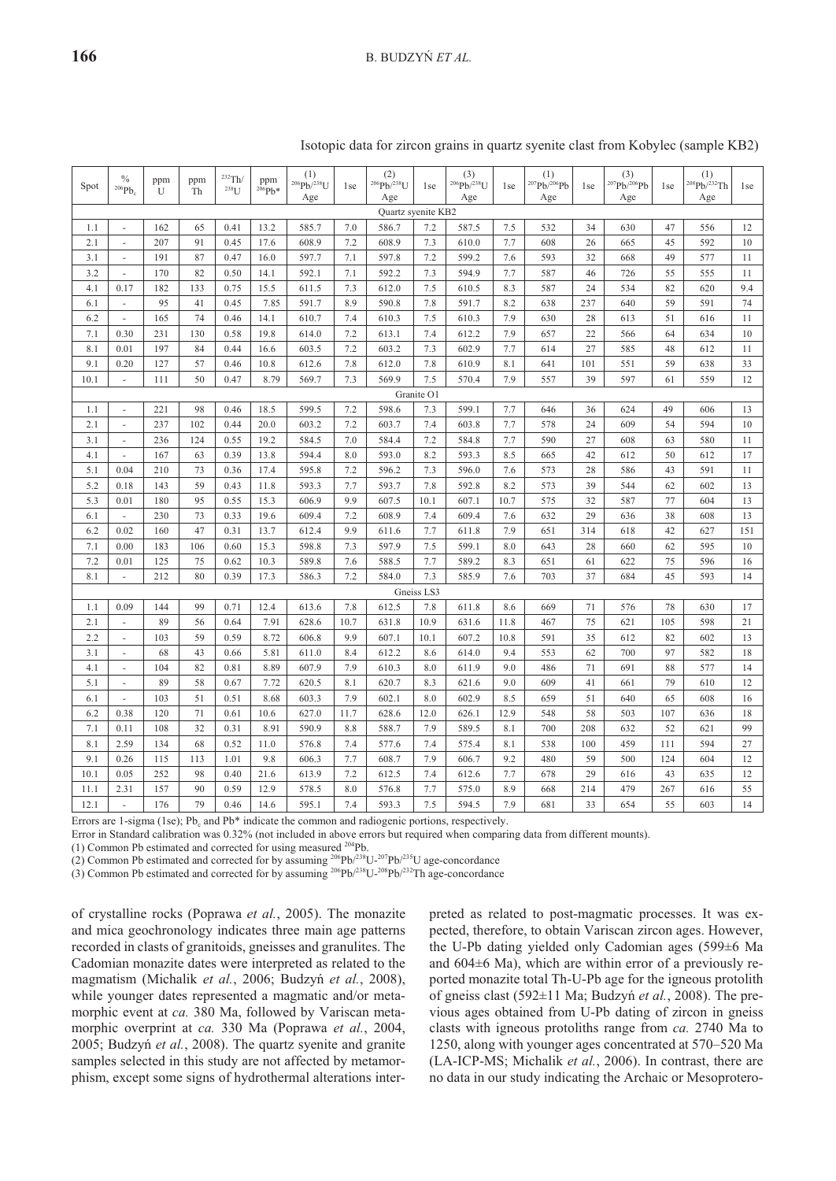Isotopic data for zircon grains in quartz syenite clast from Kobylec (sample KB2)

| Spot | % $^{206}Pb_c$ | ppm U | ppm Th | $^{232}Th/^{238}U$ | ppm $^{206}Pb^*$ | (1) $^{206}Pb/^{238}U$ Age | 1se | (2) $^{206}Pb/^{238}U$ Age | 1se | (3) $^{206}Pb/^{238}U$ Age | 1se | (1) $^{207}Pb/^{206}Pb$ Age | 1se | (3) $^{207}Pb/^{206}Pb$ Age | 1se | (1) $^{208}Pb/^{232}Th$ Age | 1se |
|---|---|---|---|---|---|---|---|---|---|---|---|---|---|---|---|---|---|
| Quartz syenite KB2 | | | | | | | | | | | | | | | | | |
| 1.1 | - | 162 | 65 | 0.41 | 13.2 | 585.7 | 7.0 | 586.7 | 7.2 | 587.5 | 7.5 | 532 | 34 | 630 | 47 | 556 | 12 |
| 2.1 | - | 207 | 91 | 0.45 | 17.6 | 608.9 | 7.2 | 608.9 | 7.3 | 610.0 | 7.7 | 608 | 26 | 665 | 45 | 592 | 10 |
| 3.1 | - | 191 | 87 | 0.47 | 16.0 | 597.7 | 7.1 | 597.8 | 7.2 | 599.2 | 7.6 | 593 | 32 | 668 | 49 | 577 | 11 |
| 3.2 | - | 170 | 82 | 0.50 | 14.1 | 592.1 | 7.1 | 592.2 | 7.3 | 594.9 | 7.7 | 587 | 46 | 726 | 55 | 555 | 11 |
| 4.1 | 0.17 | 182 | 133 | 0.75 | 15.5 | 611.5 | 7.3 | 612.0 | 7.5 | 610.5 | 8.3 | 587 | 24 | 534 | 82 | 620 | 9.4 |
| 6.1 | - | 95 | 41 | 0.45 | 7.85 | 591.7 | 8.9 | 590.8 | 7.8 | 591.7 | 8.2 | 638 | 237 | 640 | 59 | 591 | 74 |
| 6.2 | - | 165 | 74 | 0.46 | 14.1 | 610.7 | 7.4 | 610.3 | 7.5 | 610.3 | 7.9 | 630 | 28 | 613 | 51 | 616 | 11 |
| 7.1 | 0.30 | 231 | 130 | 0.58 | 19.8 | 614.0 | 7.2 | 613.1 | 7.4 | 612.2 | 7.9 | 657 | 22 | 566 | 64 | 634 | 10 |
| 8.1 | 0.01 | 197 | 84 | 0.44 | 16.6 | 603.5 | 7.2 | 603.2 | 7.3 | 602.9 | 7.7 | 614 | 27 | 585 | 48 | 612 | 11 |
| 9.1 | 0.20 | 127 | 57 | 0.46 | 10.8 | 612.6 | 7.8 | 612.0 | 7.8 | 610.9 | 8.1 | 641 | 101 | 551 | 59 | 638 | 33 |
| 10.1 | - | 111 | 50 | 0.47 | 8.79 | 569.7 | 7.3 | 569.9 | 7.5 | 570.4 | 7.9 | 557 | 39 | 597 | 61 | 559 | 12 |
| Granite O1 | | | | | | | | | | | | | | | | | |
| 1.1 | - | 221 | 98 | 0.46 | 18.5 | 599.5 | 7.2 | 598.6 | 7.3 | 599.1 | 7.7 | 646 | 36 | 624 | 49 | 606 | 13 |
| 2.1 | - | 237 | 102 | 0.44 | 20.0 | 603.2 | 7.2 | 603.7 | 7.4 | 603.8 | 7.7 | 578 | 24 | 609 | 54 | 594 | 10 |
| 3.1 | - | 236 | 124 | 0.55 | 19.2 | 584.5 | 7.0 | 584.4 | 7.2 | 584.8 | 7.7 | 590 | 27 | 608 | 63 | 580 | 11 |
| 4.1 | - | 167 | 63 | 0.39 | 13.8 | 594.4 | 8.0 | 593.0 | 8.2 | 593.3 | 8.5 | 665 | 42 | 612 | 50 | 612 | 17 |
| 5.1 | 0.04 | 210 | 73 | 0.36 | 17.4 | 595.8 | 7.2 | 596.2 | 7.3 | 596.0 | 7.6 | 573 | 28 | 586 | 43 | 591 | 11 |
| 5.2 | 0.18 | 143 | 59 | 0.43 | 11.8 | 593.3 | 7.7 | 593.7 | 7.8 | 592.8 | 8.2 | 573 | 39 | 544 | 62 | 602 | 13 |
| 5.3 | 0.01 | 180 | 95 | 0.55 | 15.3 | 606.9 | 9.9 | 607.5 | 10.1 | 607.1 | 10.7 | 575 | 32 | 587 | 77 | 604 | 13 |
| 6.1 | - | 230 | 73 | 0.33 | 19.6 | 609.4 | 7.2 | 608.9 | 7.4 | 609.4 | 7.6 | 632 | 29 | 636 | 38 | 608 | 13 |
| 6.2 | 0.02 | 160 | 47 | 0.31 | 13.7 | 612.4 | 9.9 | 611.6 | 7.7 | 611.8 | 7.9 | 651 | 314 | 618 | 42 | 627 | 151 |
| 7.1 | 0.00 | 183 | 106 | 0.60 | 15.3 | 598.8 | 7.3 | 597.9 | 7.5 | 599.1 | 8.0 | 643 | 28 | 660 | 62 | 595 | 10 |
| 7.2 | 0.01 | 125 | 75 | 0.62 | 10.3 | 589.8 | 7.6 | 588.5 | 7.7 | 589.2 | 8.3 | 651 | 61 | 622 | 75 | 596 | 16 |
| 8.1 | - | 212 | 80 | 0.39 | 17.3 | 586.3 | 7.2 | 584.0 | 7.3 | 585.9 | 7.6 | 703 | 37 | 684 | 45 | 593 | 14 |
| Gneiss LS3 | | | | | | | | | | | | | | | | | |
| 1.1 | 0.09 | 144 | 99 | 0.71 | 12.4 | 613.6 | 7.8 | 612.5 | 7.8 | 611.8 | 8.6 | 669 | 71 | 576 | 78 | 630 | 17 |
| 2.1 | - | 89 | 56 | 0.64 | 7.91 | 628.6 | 10.7 | 631.8 | 10.9 | 631.6 | 11.8 | 467 | 75 | 621 | 105 | 598 | 21 |
| 2.2 | - | 103 | 59 | 0.59 | 8.72 | 606.8 | 9.9 | 607.1 | 10.1 | 607.2 | 10.8 | 591 | 35 | 612 | 82 | 602 | 13 |
| 3.1 | - | 68 | 43 | 0.66 | 5.81 | 611.0 | 8.4 | 612.2 | 8.6 | 614.0 | 9.4 | 553 | 62 | 700 | 97 | 582 | 18 |
| 4.1 | - | 104 | 82 | 0.81 | 8.89 | 607.9 | 7.9 | 610.3 | 8.0 | 611.9 | 9.0 | 486 | 71 | 691 | 88 | 577 | 14 |
| 5.1 | - | 89 | 58 | 0.67 | 7.72 | 620.5 | 8.1 | 620.7 | 8.3 | 621.6 | 9.0 | 609 | 41 | 661 | 79 | 610 | 12 |
| 6.1 | - | 103 | 51 | 0.51 | 8.68 | 603.3 | 7.9 | 602.1 | 8.0 | 602.9 | 8.5 | 659 | 51 | 640 | 65 | 608 | 16 |
| 6.2 | 0.38 | 120 | 71 | 0.61 | 10.6 | 627.0 | 11.7 | 628.6 | 12.0 | 626.1 | 12.9 | 548 | 58 | 503 | 107 | 636 | 18 |
| 7.1 | 0.11 | 108 | 32 | 0.31 | 8.91 | 590.9 | 8.8 | 588.7 | 7.9 | 589.5 | 8.1 | 700 | 208 | 632 | 52 | 621 | 99 |
| 8.1 | 2.59 | 134 | 68 | 0.52 | 11.0 | 576.8 | 7.4 | 577.6 | 7.4 | 575.4 | 8.1 | 538 | 100 | 459 | 111 | 594 | 27 |
| 9.1 | 0.26 | 115 | 113 | 1.01 | 9.8 | 606.3 | 7.7 | 608.7 | 7.9 | 606.7 | 9.2 | 480 | 59 | 500 | 124 | 604 | 12 |
| 10.1 | 0.05 | 252 | 98 | 0.40 | 21.6 | 613.9 | 7.2 | 612.5 | 7.4 | 612.6 | 7.7 | 678 | 29 | 616 | 43 | 635 | 12 |
| 11.1 | 2.31 | 157 | 90 | 0.59 | 12.9 | 578.5 | 8.0 | 576.8 | 7.7 | 575.0 | 8.9 | 668 | 214 | 479 | 267 | 616 | 55 |
| 12.1 | - | 176 | 79 | 0.46 | 14.6 | 595.1 | 7.4 | 593.3 | 7.5 | 594.5 | 7.9 | 681 | 33 | 654 | 55 | 603 | 14 |

Errors are 1-sigma (1se); $Pb_c$ and $Pb^*$ indicate the common and radiogenic portions, respectively.
Error in Standard calibration was 0.32% (not included in above errors but required when comparing data from different mounts).
(1) Common Pb estimated and corrected for using measured $^{204}Pb$.
(2) Common Pb estimated and corrected for by assuming $^{206}Pb/^{238}U$-$^{207}Pb/^{235}U$ age-concordance
(3) Common Pb estimated and corrected for by assuming $^{206}Pb/^{238}U$-$^{208}Pb/^{232}Th$ age-concordance

of crystalline rocks (Poprawa *et al.*, 2005). The monazite and mica geochronology indicates three main age patterns recorded in clasts of granitoids, gneisses and granulites. The Cadomian monazite dates were interpreted as related to the magmatism (Michalik *et al.*, 2006; Budzyń *et al.*, 2008), while younger dates represented a magmatic and/or metamorphic event at *ca.* 380 Ma, followed by Variscan metamorphic overprint at *ca.* 330 Ma (Poprawa *et al.*, 2004, 2005; Budzyń *et al.*, 2008). The quartz syenite and granite samples selected in this study are not affected by metamorphism, except some signs of hydrothermal alterations interpreted as related to post-magmatic processes. It was expected, therefore, to obtain Variscan zircon ages. However, the U-Pb dating yielded only Cadomian ages (599±6 Ma and 604±6 Ma), which are within error of a previously reported monazite total Th-U-Pb age for the igneous protolith of gneiss clast (592±11 Ma; Budzyń *et al.*, 2008). The previous ages obtained from U-Pb dating of zircon in gneiss clasts with igneous protoliths range from *ca.* 2740 Ma to 1250, along with younger ages concentrated at 570–520 Ma (LA-ICP-MS; Michalik *et al.*, 2006). In contrast, there are no data in our study indicating the Archaic or Mesoprotero-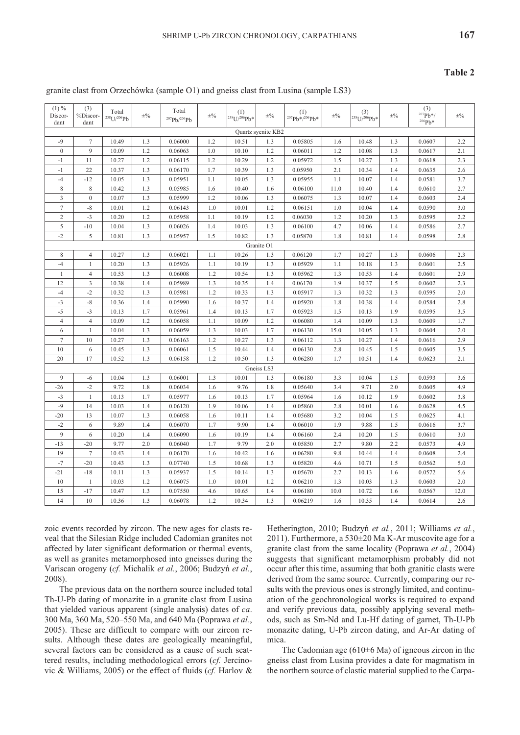**Table 2**

granite clast from Orzechówka (sample O1) and gneiss clast from Lusina (sample LS3)

| (1) % Discordant | (3) %Discordant | Total $^{238}U/^{206}Pb$ | ±% | Total $^{207}Pb/^{206}Pb$ | ±% | (1) $^{238}U/^{206}Pb^*$ | ±% | (1) $^{207}Pb^*/^{206}Pb^*$ | ±% | (3) $^{238}U/^{206}Pb^*$ | ±% | (3) $^{207}Pb^*/^{206}Pb^*$ | ±% |
|---|---|---|---|---|---|---|---|---|---|---|---|---|---|
| Quartz syenite KB2 | | | | | | | | | | | | | |
| -9 | 7 | 10.49 | 1.3 | 0.06000 | 1.2 | 10.51 | 1.3 | 0.05805 | 1.6 | 10.48 | 1.3 | 0.0607 | 2.2 |
| 0 | 9 | 10.09 | 1.2 | 0.06063 | 1.0 | 10.10 | 1.2 | 0.06011 | 1.2 | 10.08 | 1.3 | 0.0617 | 2.1 |
| -1 | 11 | 10.27 | 1.2 | 0.06115 | 1.2 | 10.29 | 1.2 | 0.05972 | 1.5 | 10.27 | 1.3 | 0.0618 | 2.3 |
| -1 | 22 | 10.37 | 1.3 | 0.06170 | 1.7 | 10.39 | 1.3 | 0.05950 | 2.1 | 10.34 | 1.4 | 0.0635 | 2.6 |
| -4 | -12 | 10.05 | 1.3 | 0.05951 | 1.1 | 10.05 | 1.3 | 0.05955 | 1.1 | 10.07 | 1.4 | 0.0581 | 3.7 |
| 8 | 8 | 10.42 | 1.3 | 0.05985 | 1.6 | 10.40 | 1.6 | 0.06100 | 11.0 | 10.40 | 1.4 | 0.0610 | 2.7 |
| 3 | 0 | 10.07 | 1.3 | 0.05999 | 1.2 | 10.06 | 1.3 | 0.06075 | 1.3 | 10.07 | 1.4 | 0.0603 | 2.4 |
| 7 | -8 | 10.01 | 1.2 | 0.06143 | 1.2 | 10.01 | 1.2 | 0.06151 | 1.0 | 10.04 | 1.4 | 0.0590 | 3.0 |
| 2 | -3 | 10.20 | 1.2 | 0.05958 | 1.1 | 10.19 | 1.2 | 0.06030 | 1.2 | 10.20 | 1.3 | 0.0595 | 2.2 |
| 5 | -10 | 10.04 | 1.3 | 0.06026 | 1.4 | 10.03 | 1.3 | 0.06100 | 4.7 | 10.06 | 1.4 | 0.0586 | 2.7 |
| -2 | 5 | 10.81 | 1.3 | 0.05957 | 1.5 | 10.82 | 1.3 | 0.05870 | 1.8 | 10.81 | 1.4 | 0.0598 | 2.8 |
| Granite O1 | | | | | | | | | | | | | |
| 8 | 4 | 10.27 | 1.3 | 0.06021 | 1.1 | 10.26 | 1.3 | 0.06120 | 1.7 | 10.27 | 1.3 | 0.0606 | 2.3 |
| -4 | 1 | 10.20 | 1.3 | 0.05926 | 1.1 | 10.19 | 1.3 | 0.05929 | 1.1 | 10.18 | 1.3 | 0.0601 | 2.5 |
| 1 | 4 | 10.53 | 1.3 | 0.06008 | 1.2 | 10.54 | 1.3 | 0.05962 | 1.3 | 10.53 | 1.4 | 0.0601 | 2.9 |
| 12 | 3 | 10.38 | 1.4 | 0.05989 | 1.3 | 10.35 | 1.4 | 0.06170 | 1.9 | 10.37 | 1.5 | 0.0602 | 2.3 |
| -4 | -2 | 10.32 | 1.3 | 0.05981 | 1.2 | 10.33 | 1.3 | 0.05917 | 1.3 | 10.32 | 1.3 | 0.0595 | 2.0 |
| -3 | -8 | 10.36 | 1.4 | 0.05990 | 1.6 | 10.37 | 1.4 | 0.05920 | 1.8 | 10.38 | 1.4 | 0.0584 | 2.8 |
| -5 | -3 | 10.13 | 1.7 | 0.05961 | 1.4 | 10.13 | 1.7 | 0.05923 | 1.5 | 10.13 | 1.9 | 0.0595 | 3.5 |
| 4 | 4 | 10.09 | 1.2 | 0.06058 | 1.1 | 10.09 | 1.2 | 0.06080 | 1.4 | 10.09 | 1.3 | 0.0609 | 1.7 |
| 6 | 1 | 10.04 | 1.3 | 0.06059 | 1.3 | 10.03 | 1.7 | 0.06130 | 15.0 | 10.05 | 1.3 | 0.0604 | 2.0 |
| 7 | 10 | 10.27 | 1.3 | 0.06163 | 1.2 | 10.27 | 1.3 | 0.06112 | 1.3 | 10.27 | 1.4 | 0.0616 | 2.9 |
| 10 | 6 | 10.45 | 1.3 | 0.06061 | 1.5 | 10.44 | 1.4 | 0.06130 | 2.8 | 10.45 | 1.5 | 0.0605 | 3.5 |
| 20 | 17 | 10.52 | 1.3 | 0.06158 | 1.2 | 10.50 | 1.3 | 0.06280 | 1.7 | 10.51 | 1.4 | 0.0623 | 2.1 |
| Gneiss LS3 | | | | | | | | | | | | | |
| 9 | -6 | 10.04 | 1.3 | 0.06001 | 1.3 | 10.01 | 1.3 | 0.06180 | 3.3 | 10.04 | 1.5 | 0.0593 | 3.6 |
| -26 | -2 | 9.72 | 1.8 | 0.06034 | 1.6 | 9.76 | 1.8 | 0.05640 | 3.4 | 9.71 | 2.0 | 0.0605 | 4.9 |
| -3 | 1 | 10.13 | 1.7 | 0.05977 | 1.6 | 10.13 | 1.7 | 0.05964 | 1.6 | 10.12 | 1.9 | 0.0602 | 3.8 |
| -9 | 14 | 10.03 | 1.4 | 0.06120 | 1.9 | 10.06 | 1.4 | 0.05860 | 2.8 | 10.01 | 1.6 | 0.0628 | 4.5 |
| -20 | 13 | 10.07 | 1.3 | 0.06058 | 1.6 | 10.11 | 1.4 | 0.05680 | 3.2 | 10.04 | 1.5 | 0.0625 | 4.1 |
| -2 | 6 | 9.89 | 1.4 | 0.06070 | 1.7 | 9.90 | 1.4 | 0.06010 | 1.9 | 9.88 | 1.5 | 0.0616 | 3.7 |
| 9 | 6 | 10.20 | 1.4 | 0.06090 | 1.6 | 10.19 | 1.4 | 0.06160 | 2.4 | 10.20 | 1.5 | 0.0610 | 3.0 |
| -13 | -20 | 9.77 | 2.0 | 0.06040 | 1.7 | 9.79 | 2.0 | 0.05850 | 2.7 | 9.80 | 2.2 | 0.0573 | 4.9 |
| 19 | 7 | 10.43 | 1.4 | 0.06170 | 1.6 | 10.42 | 1.6 | 0.06280 | 9.8 | 10.44 | 1.4 | 0.0608 | 2.4 |
| -7 | -20 | 10.43 | 1.3 | 0.07740 | 1.5 | 10.68 | 1.3 | 0.05820 | 4.6 | 10.71 | 1.5 | 0.0562 | 5.0 |
| -21 | -18 | 10.11 | 1.3 | 0.05937 | 1.5 | 10.14 | 1.3 | 0.05670 | 2.7 | 10.13 | 1.6 | 0.0572 | 5.6 |
| 10 | 1 | 10.03 | 1.2 | 0.06075 | 1.0 | 10.01 | 1.2 | 0.06210 | 1.3 | 10.03 | 1.3 | 0.0603 | 2.0 |
| 15 | -17 | 10.47 | 1.3 | 0.07550 | 4.6 | 10.65 | 1.4 | 0.06180 | 10.0 | 10.72 | 1.6 | 0.0567 | 12.0 |
| 14 | 10 | 10.36 | 1.3 | 0.06078 | 1.2 | 10.34 | 1.3 | 0.06219 | 1.6 | 10.35 | 1.4 | 0.0614 | 2.6 |

zoic events recorded by zircon. The new ages for clasts reveal that the Silesian Ridge included Cadomian granites not affected by later significant deformation or thermal events, as well as granites metamorphosed into gneisses during the Variscan orogeny (*cf.* Michalik *et al.*, 2006; Budzyń *et al.*, 2008).

The previous data on the northern source included total Th-U-Pb dating of monazite in a granite clast from Lusina that yielded various apparent (single analysis) dates of *ca*. 300 Ma, 360 Ma, 520–550 Ma, and 640 Ma (Poprawa *et al.*, 2005). These are difficult to compare with our zircon results. Although these dates are geologically meaningful, several factors can be considered as a cause of such scattered results, including methodological errors (*cf.* Jercinovic & Williams, 2005) or the effect of fluids (*cf.* Harlov & Hetherington, 2010; Budzyń *et al.*, 2011; Williams *et al.*, 2011). Furthermore, a 530±20 Ma K-Ar muscovite age for a granite clast from the same locality (Poprawa *et al.*, 2004) suggests that significant metamorphism probably did not occur after this time, assuming that both granitic clasts were derived from the same source. Currently, comparing our results with the previous ones is strongly limited, and continuation of the geochronological works is required to expand and verify previous data, possibly applying several methods, such as Sm-Nd and Lu-Hf dating of garnet, Th-U-Pb monazite dating, U-Pb zircon dating, and Ar-Ar dating of mica.

The Cadomian age (610±6 Ma) of igneous zircon in the gneiss clast from Lusina provides a date for magmatism in the northern source of clastic material supplied to the Carpa-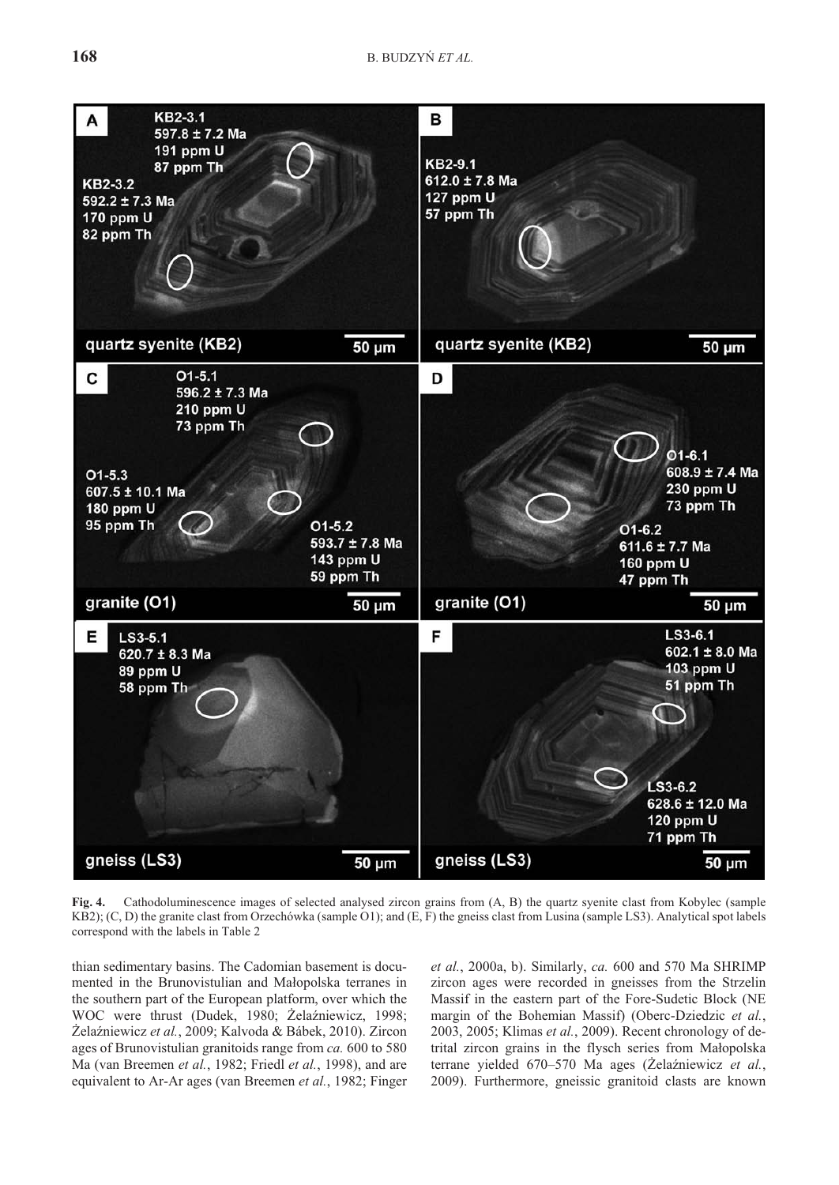**Fig. 4.** Cathodoluminescence images of selected analysed zircon grains from (A, B) the quartz syenite clast from Kobylec (sample KB2); (C, D) the granite clast from Orzechówka (sample O1); and (E, F) the gneiss clast from Lusina (sample LS3). Analytical spot labels correspond with the labels in Table 2

thian sedimentary basins. The Cadomian basement is documented in the Brunovistulian and Małopolska terranes in the southern part of the European platform, over which the WOC were thrust (Dudek, 1980; Żelaźniewicz, 1998; Żelaźniewicz *et al.*, 2009; Kalvoda & Bábek, 2010). Zircon ages of Brunovistulian granitoids range from *ca.* 600 to 580 Ma (van Breemen *et al.*, 1982; Friedl *et al.*, 1998), and are equivalent to Ar-Ar ages (van Breemen *et al.*, 1982; Finger *et al.*, 2000a, b). Similarly, *ca.* 600 and 570 Ma SHRIMP zircon ages were recorded in gneisses from the Strzelin Massif in the eastern part of the Fore-Sudetic Block (NE margin of the Bohemian Massif) (Oberc-Dziedzic *et al.*, 2003, 2005; Klimas *et al.*, 2009). Recent chronology of detrital zircon grains in the flysch series from Małopolska terrane yielded 670–570 Ma ages (Żelaźniewicz *et al.*, 2009). Furthermore, gneissic granitoid clasts are known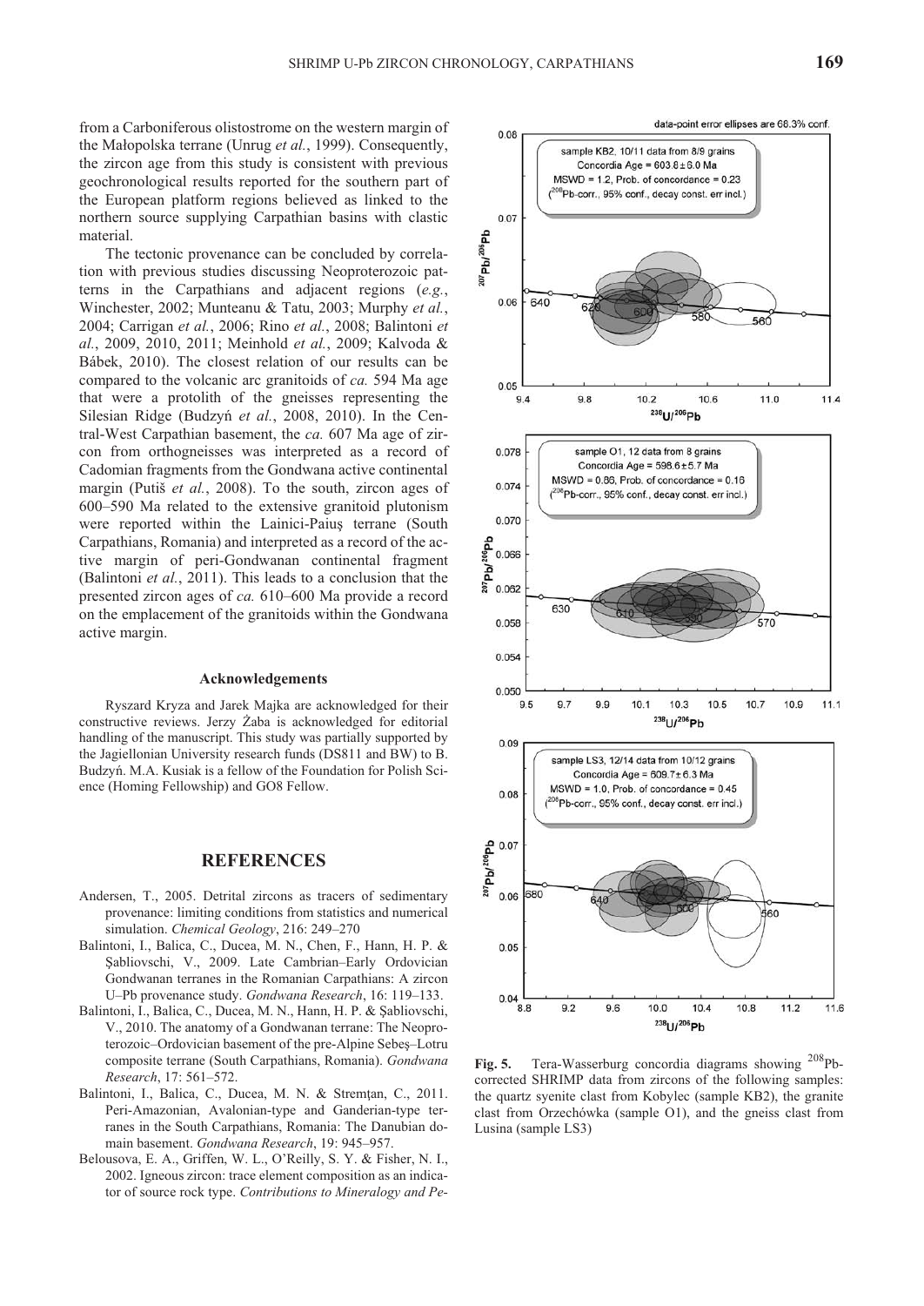from a Carboniferous olistostrome on the western margin of the Małopolska terrane (Unrug *et al.*, 1999). Consequently, the zircon age from this study is consistent with previous geochronological results reported for the southern part of the European platform regions believed as linked to the northern source supplying Carpathian basins with clastic material.

The tectonic provenance can be concluded by correlation with previous studies discussing Neoproterozoic patterns in the Carpathians and adjacent regions (*e.g.*, Winchester, 2002; Munteanu & Tatu, 2003; Murphy *et al.*, 2004; Carrigan *et al.*, 2006; Rino *et al.*, 2008; Balintoni *et al.*, 2009, 2010, 2011; Meinhold *et al.*, 2009; Kalvoda & Bábek, 2010). The closest relation of our results can be compared to the volcanic arc granitoids of *ca.* 594 Ma age that were a protolith of the gneisses representing the Silesian Ridge (Budzyń *et al.*, 2008, 2010). In the Central-West Carpathian basement, the *ca.* 607 Ma age of zircon from orthogneisses was interpreted as a record of Cadomian fragments from the Gondwana active continental margin (Putiš *et al.*, 2008). To the south, zircon ages of 600–590 Ma related to the extensive granitoid plutonism were reported within the Lainici-Paiuş terrane (South Carpathians, Romania) and interpreted as a record of the active margin of peri-Gondwanan continental fragment (Balintoni *et al.*, 2011). This leads to a conclusion that the presented zircon ages of *ca.* 610–600 Ma provide a record on the emplacement of the granitoids within the Gondwana active margin.

### Acknowledgements

Ryszard Kryza and Jarek Majka are acknowledged for their constructive reviews. Jerzy Żaba is acknowledged for editorial handling of the manuscript. This study was partially supported by the Jagiellonian University research funds (DS811 and BW) to B. Budzyń. M.A. Kusiak is a fellow of the Foundation for Polish Science (Homing Fellowship) and GO8 Fellow.

## REFERENCES

Andersen, T., 2005. Detrital zircons as tracers of sedimentary provenance: limiting conditions from statistics and numerical simulation. *Chemical Geology*, 216: 249–270

Balintoni, I., Balica, C., Ducea, M. N., Chen, F., Hann, H. P. & Şabliovschi, V., 2009. Late Cambrian–Early Ordovician Gondwanan terranes in the Romanian Carpathians: A zircon U–Pb provenance study. *Gondwana Research*, 16: 119–133.

Balintoni, I., Balica, C., Ducea, M. N., Hann, H. P. & Şabliovschi, V., 2010. The anatomy of a Gondwanan terrane: The Neoproterozoic–Ordovician basement of the pre-Alpine Sebeş–Lotru composite terrane (South Carpathians, Romania). *Gondwana Research*, 17: 561–572.

Balintoni, I., Balica, C., Ducea, M. N. & Stremţan, C., 2011. Peri-Amazonian, Avalonian-type and Ganderian-type terranes in the South Carpathians, Romania: The Danubian domain basement. *Gondwana Research*, 19: 945–957.

Belousova, E. A., Griffen, W. L., O'Reilly, S. Y. & Fisher, N. I., 2002. Igneous zircon: trace element composition as an indicator of source rock type. *Contributions to Mineralogy and Pe-*

**Fig. 5.** Tera-Wasserburg concordia diagrams showing $^{208}Pb$-corrected SHRIMP data from zircons of the following samples: the quartz syenite clast from Kobylec (sample KB2), the granite clast from Orzechówka (sample O1), and the gneiss clast from Lusina (sample LS3)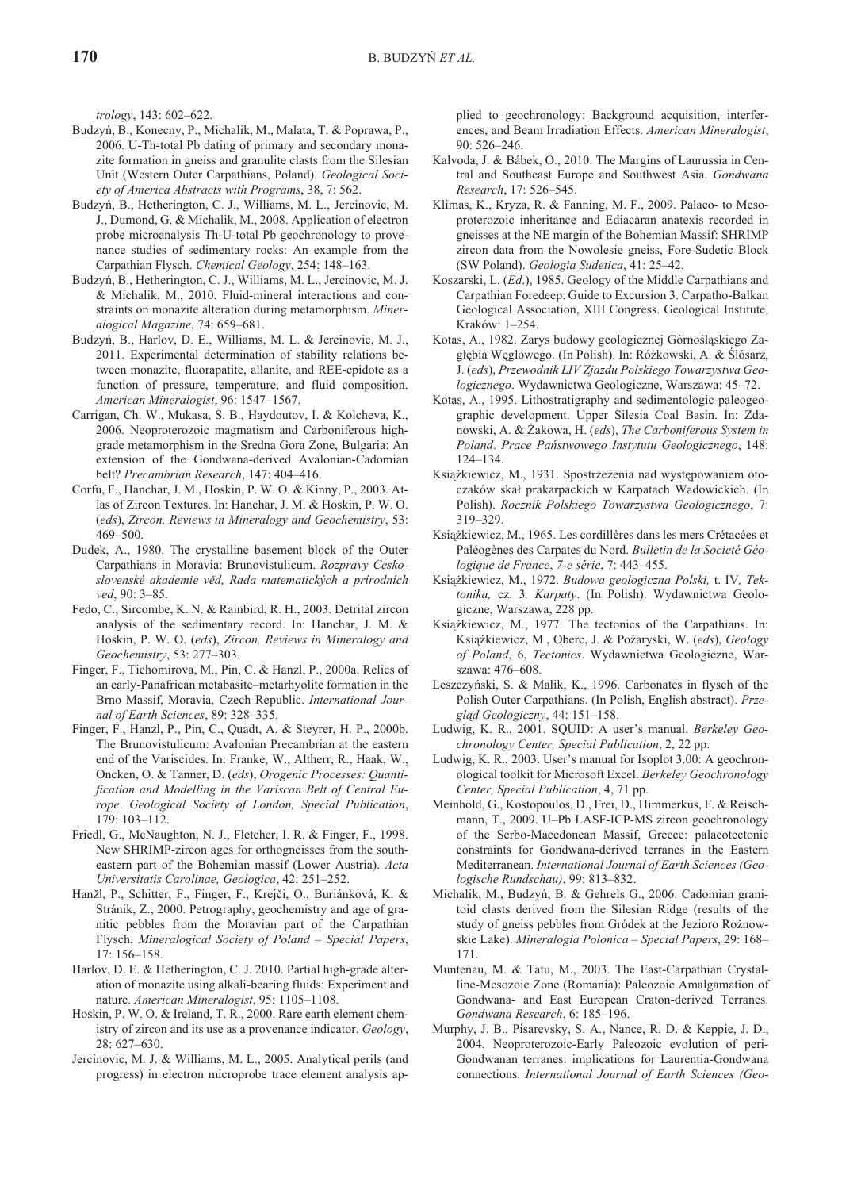*trology*, 143: 602–622.

Budzyń, B., Konecny, P., Michalik, M., Malata, T. & Poprawa, P., 2006. U-Th-total Pb dating of primary and secondary monazite formation in gneiss and granulite clasts from the Silesian Unit (Western Outer Carpathians, Poland). *Geological Society of America Abstracts with Programs*, 38, 7: 562.

Budzyń, B., Hetherington, C. J., Williams, M. L., Jercinovic, M. J., Dumond, G. & Michalik, M., 2008. Application of electron probe microanalysis Th-U-total Pb geochronology to provenance studies of sedimentary rocks: An example from the Carpathian Flysch. *Chemical Geology*, 254: 148–163.

Budzyń, B., Hetherington, C. J., Williams, M. L., Jercinovic, M. J. & Michalik, M., 2010. Fluid-mineral interactions and constraints on monazite alteration during metamorphism. *Mineralogical Magazine*, 74: 659–681.

Budzyń, B., Harlov, D. E., Williams, M. L. & Jercinovic, M. J., 2011. Experimental determination of stability relations between monazite, fluorapatite, allanite, and REE-epidote as a function of pressure, temperature, and fluid composition. *American Mineralogist*, 96: 1547–1567.

Carrigan, Ch. W., Mukasa, S. B., Haydoutov, I. & Kolcheva, K., 2006. Neoproterozoic magmatism and Carboniferous high-grade metamorphism in the Sredna Gora Zone, Bulgaria: An extension of the Gondwana-derived Avalonian-Cadomian belt? *Precambrian Research*, 147: 404–416.

Corfu, F., Hanchar, J. M., Hoskin, P. W. O. & Kinny, P., 2003. Atlas of Zircon Textures. In: Hanchar, J. M. & Hoskin, P. W. O. (*eds*), *Zircon. Reviews in Mineralogy and Geochemistry*, 53: 469–500.

Dudek, A., 1980. The crystalline basement block of the Outer Carpathians in Moravia: Brunovistulicum. *Rozpravy Ceskoslovenské akademie věd, Rada matematických a prirodních ved*, 90: 3–85.

Fedo, C., Sircombe, K. N. & Rainbird, R. H., 2003. Detrital zircon analysis of the sedimentary record. In: Hanchar, J. M. & Hoskin, P. W. O. (*eds*), *Zircon. Reviews in Mineralogy and Geochemistry*, 53: 277–303.

Finger, F., Tichomirova, M., Pin, C. & Hanzl, P., 2000a. Relics of an early-Panafrican metabasite–metarhyolite formation in the Brno Massif, Moravia, Czech Republic. *International Journal of Earth Sciences*, 89: 328–335.

Finger, F., Hanzl, P., Pin, C., Quadt, A. & Steyrer, H. P., 2000b. The Brunovistulicum: Avalonian Precambrian at the eastern end of the Variscides. In: Franke, W., Altherr, R., Haak, W., Oncken, O. & Tanner, D. (*eds*), *Orogenic Processes: Quantification and Modelling in the Variscan Belt of Central Europe*. *Geological Society of London, Special Publication*, 179: 103–112.

Friedl, G., McNaughton, N. J., Fletcher, I. R. & Finger, F., 1998. New SHRIMP-zircon ages for orthogneisses from the southeastern part of the Bohemian massif (Lower Austria). *Acta Universitatis Carolinae, Geologica*, 42: 251–252.

Hanžl, P., Schitter, F., Finger, F., Krejči, O., Buriánková, K. & Stránik, Z., 2000. Petrography, geochemistry and age of granitic pebbles from the Moravian part of the Carpathian Flysch. *Mineralogical Society of Poland – Special Papers*, 17: 156–158.

Harlov, D. E. & Hetherington, C. J. 2010. Partial high-grade alteration of monazite using alkali-bearing fluids: Experiment and nature. *American Mineralogist*, 95: 1105–1108.

Hoskin, P. W. O. & Ireland, T. R., 2000. Rare earth element chemistry of zircon and its use as a provenance indicator. *Geology*, 28: 627–630.

Jercinovic, M. J. & Williams, M. L., 2005. Analytical perils (and progress) in electron microprobe trace element analysis applied to geochronology: Background acquisition, interferences, and Beam Irradiation Effects. *American Mineralogist*, 90: 526–246.

Kalvoda, J. & Bábek, O., 2010. The Margins of Laurussia in Central and Southeast Europe and Southwest Asia. *Gondwana Research*, 17: 526–545.

Klimas, K., Kryza, R. & Fanning, M. F., 2009. Palaeo- to Mesoproterozoic inheritance and Ediacaran anatexis recorded in gneisses at the NE margin of the Bohemian Massif: SHRIMP zircon data from the Nowolesie gneiss, Fore-Sudetic Block (SW Poland). *Geologia Sudetica*, 41: 25–42.

Koszarski, L. (*Ed*.), 1985. Geology of the Middle Carpathians and Carpathian Foredeep. Guide to Excursion 3. Carpatho-Balkan Geological Association, XIII Congress. Geological Institute, Kraków: 1–254.

Kotas, A., 1982. Zarys budowy geologicznej Górnośląskiego Zagłębia Węglowego. (In Polish). In: Różkowski, A. & Ślósarz, J. (*eds*), *Przewodnik LIV Zjazdu Polskiego Towarzystwa Geologicznego*. Wydawnictwa Geologiczne, Warszawa: 45–72.

Kotas, A., 1995. Lithostratigraphy and sedimentologic-paleogeographic development. Upper Silesia Coal Basin. In: Zdanowski, A. & Żakowa, H. (*eds*), *The Carboniferous System in Poland*. *Prace Państwowego Instytutu Geologicznego*, 148: 124–134.

Książkiewicz, M., 1931. Spostrzeżenia nad występowaniem otoczaków skał prakarpackich w Karpatach Wadowickich. (In Polish). *Rocznik Polskiego Towarzystwa Geologicznego*, 7: 319–329.

Książkiewicz, M., 1965. Les cordillères dans les mers Crétacées et Paléogènes des Carpates du Nord. *Bulletin de la Societé Géologique de France*, *7-e série*, 7: 443–455.

Książkiewicz, M., 1972. *Budowa geologiczna Polski,* t. IV*, Tektonika,* cz. 3*. Karpaty*. (In Polish). Wydawnictwa Geologiczne, Warszawa, 228 pp.

Książkiewicz, M., 1977. The tectonics of the Carpathians. In: Książkiewicz, M., Oberc, J. & Pożaryski, W. (*eds*), *Geology of Poland*, 6, *Tectonics*. Wydawnictwa Geologiczne, Warszawa: 476–608.

Leszczyński, S. & Malik, K., 1996. Carbonates in flysch of the Polish Outer Carpathians. (In Polish, English abstract). *Przegląd Geologiczny*, 44: 151–158.

Ludwig, K. R., 2001. SQUID: A user's manual. *Berkeley Geochronology Center, Special Publication*, 2, 22 pp.

Ludwig, K. R., 2003. User's manual for Isoplot 3.00: A geochronological toolkit for Microsoft Excel. *Berkeley Geochronology Center, Special Publication*, 4, 71 pp.

Meinhold, G., Kostopoulos, D., Frei, D., Himmerkus, F. & Reischmann, T., 2009. U–Pb LASF-ICP-MS zircon geochronology of the Serbo-Macedonean Massif, Greece: palaeotectonic constraints for Gondwana-derived terranes in the Eastern Mediterranean. *International Journal of Earth Sciences (Geologische Rundschau)*, 99: 813–832.

Michalik, M., Budzyń, B. & Gehrels G., 2006. Cadomian granitoid clasts derived from the Silesian Ridge (results of the study of gneiss pebbles from Gródek at the Jezioro Rożnowskie Lake). *Mineralogia Polonica – Special Papers*, 29: 168–171.

Muntenau, M. & Tatu, M., 2003. The East-Carpathian Crystalline-Mesozoic Zone (Romania): Paleozoic Amalgamation of Gondwana- and East European Craton-derived Terranes. *Gondwana Research*, 6: 185–196.

Murphy, J. B., Pisarevsky, S. A., Nance, R. D. & Keppie, J. D., 2004. Neoproterozoic-Early Paleozoic evolution of peri-Gondwanan terranes: implications for Laurentia-Gondwana connections. *International Journal of Earth Sciences (Geo-*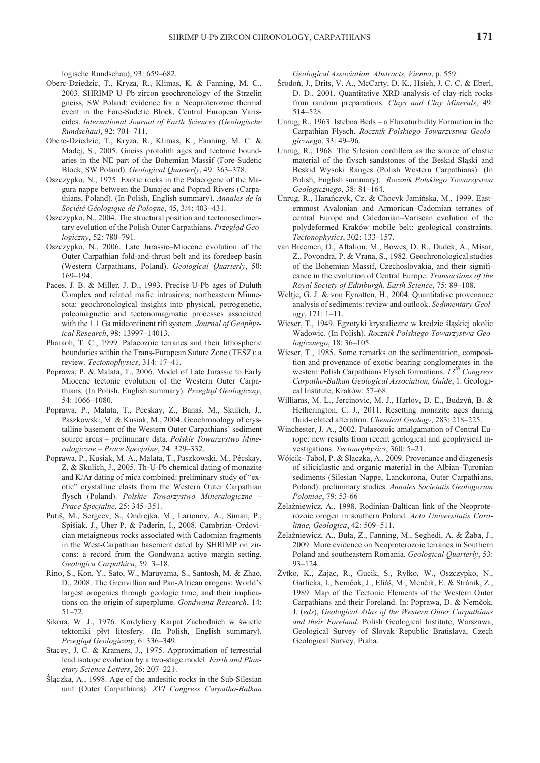logische Rundschau), 93: 659–682.

Oberc-Dziedzic, T., Kryza, R., Klimas, K. & Fanning, M. C., 2003. SHRIMP U–Pb zircon geochronology of the Strzelin gneiss, SW Poland: evidence for a Neoproterozoic thermal event in the Fore-Sudetic Block, Central European Variscides. *International Journal of Earth Sciences (Geologische Rundschau)*, 92: 701–711.

Oberc-Dziedzic, T., Kryza, R., Klimas, K., Fanning, M. C. & Madej, S., 2005. Gneiss protolith ages and tectonic boundaries in the NE part of the Bohemian Massif (Fore-Sudetic Block, SW Poland). *Geological Quarterly*, 49: 363–378.

Oszczypko, N., 1975. Exotic rocks in the Palaeogene of the Magura nappe between the Dunajec and Poprad Rivers (Carpathians, Poland). (In Polish, English summary). *Annales de la Société Géologique de Pologne*, 45, 3/4: 403–431.

Oszczypko, N., 2004. The structural position and tectonosedimentary evolution of the Polish Outer Carpathians. *Przegląd Geologiczny*, 52: 780–791.

Oszczypko, N., 2006. Late Jurassic–Miocene evolution of the Outer Carpathian fold-and-thrust belt and its foredeep basin (Western Carpathians, Poland). *Geological Quarterly*, 50: 169–194.

Paces, J. B. & Miller, J. D., 1993. Precise U-Pb ages of Duluth Complex and related mafic intrusions, northeastern Minnesota: geochronological insights into physical, petrogenetic, paleomagnetic and tectonomagmatic processes associated with the 1.1 Ga midcontinent rift system. *Journal of Geophysical Research*, 98: 13997–14013.

Pharaoh, T. C., 1999. Palaeozoic terranes and their lithospheric boundaries within the Trans-European Suture Zone (TESZ): a review. *Tectonophysics*, 314: 17–41.

Poprawa, P. & Malata, T., 2006. Model of Late Jurassic to Early Miocene tectonic evolution of the Western Outer Carpathians. (In Polish, English summary). *Przegląd Geologiczny*, 54: 1066–1080.

Poprawa, P., Malata, T., Pécskay, Z., Banaś, M., Skulich, J., Paszkowski, M. & Kusiak, M., 2004. Geochronology of crystalline basement of the Western Outer Carpathians' sediment source areas – preliminary data. *Polskie Towarzystwo Mineralogiczne – Prace Specjalne*, 24: 329–332.

Poprawa, P., Kusiak, M. A., Malata, T., Paszkowski, M., Pécskay, Z. & Skulich, J., 2005. Th-U-Pb chemical dating of monazite and K/Ar dating of mica combined: preliminary study of "exotic" crystalline clasts from the Western Outer Carpathian flysch (Poland). *Polskie Towarzystwo Mineralogiczne – Prace Specjalne*, 25: 345–351.

Putiš, M., Sergeev, S., Ondrejka, M., Larionov, A., Siman, P., Spišiak. J., Uher P. & Paderin, I., 2008. Cambrian–Ordovician metaigneous rocks associated with Cadomian fragments in the West-Carpathian basement dated by SHRIMP on zircons: a record from the Gondwana active margin setting. *Geologica Carpathica*, 59: 3–18.

Rino, S., Kon, Y., Sato, W., Maruyama, S., Santosh, M. & Zhao, D., 2008. The Grenvillian and Pan-African orogens: World's largest orogenies through geologic time, and their implications on the origin of superplume. *Gondwana Research*, 14: 51–72.

Sikora, W. J., 1976. Kordyliery Karpat Zachodnich w świetle tektoniki płyt litosfery. (In Polish, English summary). *Przegląd Geologiczny*, 6: 336–349.

Stacey, J. C. & Kramers, J., 1975. Approximation of terrestrial lead isotope evolution by a two-stage model. *Earth and Planetary Science Letters*, 26: 207–221.

Ślączka, A., 1998. Age of the andesitic rocks in the Sub-Silesian unit (Outer Carpathians). *XVI Congress Carpatho-Balkan Geological Association, Abstracts, Vienna*, p. 559.

Środoń, J., Drits, V. A., McCarty, D. K., Hsieh, J. C. C. & Eberl, D. D., 2001. Quantitative XRD analysis of clay-rich rocks from random preparations. *Clays and Clay Minerals*, 49: 514–528.

Unrug, R., 1963. Istebna Beds – a Fluxoturbidity Formation in the Carpathian Flysch. *Rocznik Polskiego Towarzystwa Geologicznego*, 33: 49–96.

Unrug, R., 1968. The Silesian cordillera as the source of clastic material of the flysch sandstones of the Beskid Śląski and Beskid Wysoki Ranges (Polish Western Carpathians). (In Polish, English summary). *Rocznik Polskiego Towarzystwa Geologicznego*, 38: 81–164.

Unrug, R., Harańczyk, Cz. & Chocyk-Jamińska, M., 1999. Easternmost Avalonian and Armorican–Cadomian terranes of central Europe and Caledonian–Variscan evolution of the polydeformed Kraków mobile belt: geological constraints. *Tectonophysics*, 302: 133–157.

van Breemen, O., Aftalion, M., Bowes, D. R., Dudek, A., Mísar, Z., Povondra, P. & Vrana, S., 1982. Geochronological studies of the Bohemian Massif, Czechoslovakia, and their significance in the evolution of Central Europe. *Transactions of the Royal Society of Edinburgh, Earth Science*, 75: 89–108.

Weltje, G. J. & von Eynatten, H., 2004. Quantitative provenance analysis of sediments: review and outlook. *Sedimentary Geology*, 171: 1–11.

Wieser, T., 1949. Egzotyki krystaliczne w kredzie śląskiej okolic Wadowic. (In Polish). *Rocznik Polskiego Towarzystwa Geologicznego*, 18: 36–105.

Wieser, T., 1985. Some remarks on the sedimentation, composition and provenance of exotic bearing conglomerates in the western Polish Carpathians Flysch formations. *13th Congress Carpatho-Balkan Geological Association, Guide*, 1. Geological Institute, Kraków: 57–68.

Williams, M. L., Jercinovic, M. J., Harlov, D. E., Budzyń, B. & Hetherington, C. J., 2011. Resetting monazite ages during fluid-related alteration. *Chemical Geology*, 283: 218–225.

Winchester, J. A., 2002. Palaeozoic amalgamation of Central Europe: new results from recent geological and geophysical investigations. *Tectonophysics*, 360: 5–21.

Wójcik- Tabol, P. & Ślączka, A., 2009. Provenance and diagenesis of siliciclastic and organic material in the Albian–Turonian sediments (Silesian Nappe, Lanckorona, Outer Carpathians, Poland): preliminary studies. *Annales Societatis Geologorum Poloniae*, 79: 53-66

Żelaźniewicz, A., 1998. Rodinian-Baltican link of the Neoproterozoic orogen in southern Poland. *Acta Universitatis Carolinae, Geologica*, 42: 509–511.

Żelaźniewicz, A., Buła, Z., Fanning, M., Seghedi, A. & Żaba, J., 2009. More evidence on Neoproterozoic terranes in Southern Poland and southeastern Romania. *Geological Quarterly*, 53: 93–124.

Żytko, K., Zając, R., Gucik, S., Ryłko, W., Oszczypko, N., Garlicka, I., Nemčok, J., Eliáš, M., Menčik, E. & Stránik, Z., 1989. Map of the Tectonic Elements of the Western Outer Carpathians and their Foreland. In: Poprawa, D. & Nemčok, J. (*eds*), *Geological Atlas of the Western Outer Carpathians and their Foreland.* Polish Geological Institute, Warszawa, Geological Survey of Slovak Republic Bratislava, Czech Geological Survey, Praha.